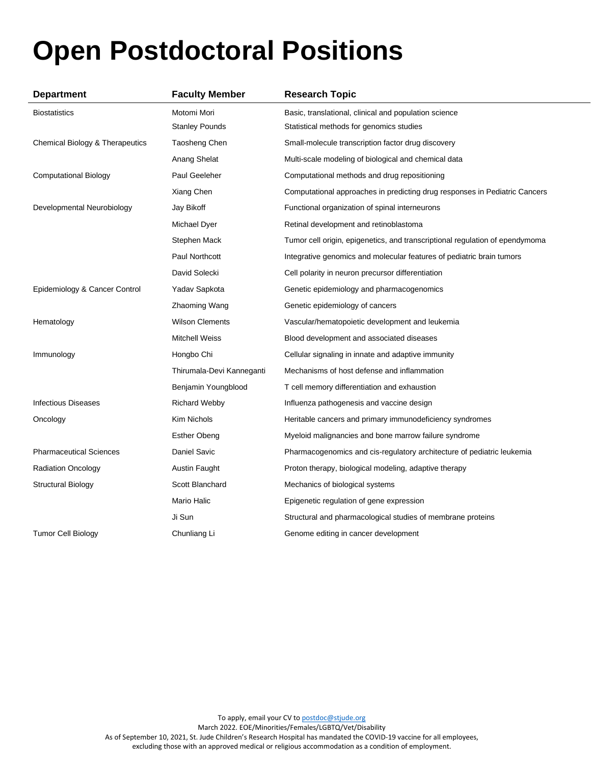# Open Postdoctoral Positions

| Department | Faculty Member | Research Topic |
|---|---|---|
| Biostatistics | Motomi Mori | Basic, translational, clinical and population science |
| | Stanley Pounds | Statistical methods for genomics studies |
| Chemical Biology & Therapeutics | Taosheng Chen | Small-molecule transcription factor drug discovery |
| | Anang Shelat | Multi-scale modeling of biological and chemical data |
| Computational Biology | Paul Geeleher | Computational methods and drug repositioning |
| | Xiang Chen | Computational approaches in predicting drug responses in Pediatric Cancers |
| Developmental Neurobiology | Jay Bikoff | Functional organization of spinal interneurons |
| | Michael Dyer | Retinal development and retinoblastoma |
| | Stephen Mack | Tumor cell origin, epigenetics, and transcriptional regulation of ependymoma |
| | Paul Northcott | Integrative genomics and molecular features of pediatric brain tumors |
| | David Solecki | Cell polarity in neuron precursor differentiation |
| Epidemiology & Cancer Control | Yadav Sapkota | Genetic epidemiology and pharmacogenomics |
| | Zhaoming Wang | Genetic epidemiology of cancers |
| Hematology | Wilson Clements | Vascular/hematopoietic development and leukemia |
| | Mitchell Weiss | Blood development and associated diseases |
| Immunology | Hongbo Chi | Cellular signaling in innate and adaptive immunity |
| | Thirumala-Devi Kanneganti | Mechanisms of host defense and inflammation |
| | Benjamin Youngblood | T cell memory differentiation and exhaustion |
| Infectious Diseases | Richard Webby | Influenza pathogenesis and vaccine design |
| Oncology | Kim Nichols | Heritable cancers and primary immunodeficiency syndromes |
| | Esther Obeng | Myeloid malignancies and bone marrow failure syndrome |
| Pharmaceutical Sciences | Daniel Savic | Pharmacogenomics and cis-regulatory architecture of pediatric leukemia |
| Radiation Oncology | Austin Faught | Proton therapy, biological modeling, adaptive therapy |
| Structural Biology | Scott Blanchard | Mechanics of biological systems |
| | Mario Halic | Epigenetic regulation of gene expression |
| | Ji Sun | Structural and pharmacological studies of membrane proteins |
| Tumor Cell Biology | Chunliang Li | Genome editing in cancer development |

To apply, email your CV to postdoc@stjude.org
March 2022. EOE/Minorities/Females/LGBTQ/Vet/Disability
As of September 10, 2021, St. Jude Children's Research Hospital has mandated the COVID-19 vaccine for all employees, excluding those with an approved medical or religious accommodation as a condition of employment.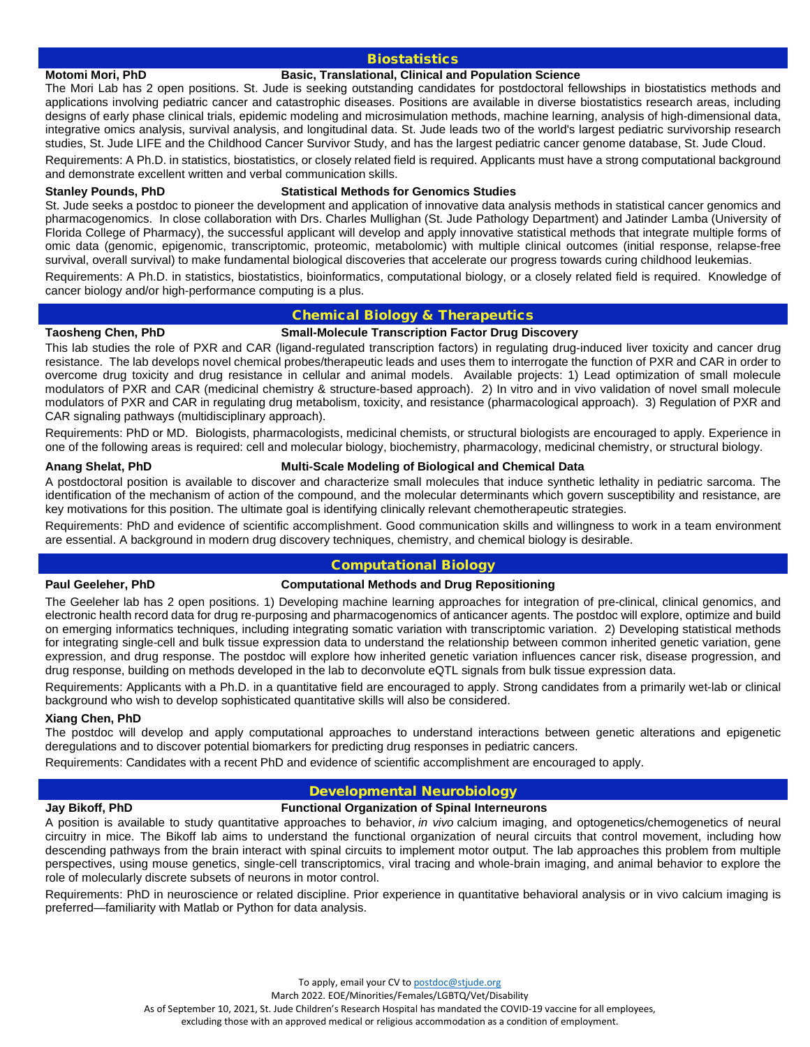## Biostatistics

**Motomi Mori, PhD** — **Basic, Translational, Clinical and Population Science**

The Mori Lab has 2 open positions. St. Jude is seeking outstanding candidates for postdoctoral fellowships in biostatistics methods and applications involving pediatric cancer and catastrophic diseases. Positions are available in diverse biostatistics research areas, including designs of early phase clinical trials, epidemic modeling and microsimulation methods, machine learning, analysis of high-dimensional data, integrative omics analysis, survival analysis, and longitudinal data. St. Jude leads two of the world's largest pediatric survivorship research studies, St. Jude LIFE and the Childhood Cancer Survivor Study, and has the largest pediatric cancer genome database, St. Jude Cloud.

Requirements: A Ph.D. in statistics, biostatistics, or closely related field is required. Applicants must have a strong computational background and demonstrate excellent written and verbal communication skills.

**Stanley Pounds, PhD** — **Statistical Methods for Genomics Studies**

St. Jude seeks a postdoc to pioneer the development and application of innovative data analysis methods in statistical cancer genomics and pharmacogenomics. In close collaboration with Drs. Charles Mullighan (St. Jude Pathology Department) and Jatinder Lamba (University of Florida College of Pharmacy), the successful applicant will develop and apply innovative statistical methods that integrate multiple forms of omic data (genomic, epigenomic, transcriptomic, proteomic, metabolomic) with multiple clinical outcomes (initial response, relapse-free survival, overall survival) to make fundamental biological discoveries that accelerate our progress towards curing childhood leukemias.

Requirements: A Ph.D. in statistics, biostatistics, bioinformatics, computational biology, or a closely related field is required. Knowledge of cancer biology and/or high-performance computing is a plus.

## Chemical Biology & Therapeutics

**Taosheng Chen, PhD** — **Small-Molecule Transcription Factor Drug Discovery**

This lab studies the role of PXR and CAR (ligand-regulated transcription factors) in regulating drug-induced liver toxicity and cancer drug resistance. The lab develops novel chemical probes/therapeutic leads and uses them to interrogate the function of PXR and CAR in order to overcome drug toxicity and drug resistance in cellular and animal models. Available projects: 1) Lead optimization of small molecule modulators of PXR and CAR (medicinal chemistry & structure-based approach). 2) In vitro and in vivo validation of novel small molecule modulators of PXR and CAR in regulating drug metabolism, toxicity, and resistance (pharmacological approach). 3) Regulation of PXR and CAR signaling pathways (multidisciplinary approach).

Requirements: PhD or MD. Biologists, pharmacologists, medicinal chemists, or structural biologists are encouraged to apply. Experience in one of the following areas is required: cell and molecular biology, biochemistry, pharmacology, medicinal chemistry, or structural biology.

**Anang Shelat, PhD** — **Multi-Scale Modeling of Biological and Chemical Data**

A postdoctoral position is available to discover and characterize small molecules that induce synthetic lethality in pediatric sarcoma. The identification of the mechanism of action of the compound, and the molecular determinants which govern susceptibility and resistance, are key motivations for this position. The ultimate goal is identifying clinically relevant chemotherapeutic strategies.

Requirements: PhD and evidence of scientific accomplishment. Good communication skills and willingness to work in a team environment are essential. A background in modern drug discovery techniques, chemistry, and chemical biology is desirable.

## Computational Biology

**Paul Geeleher, PhD** — **Computational Methods and Drug Repositioning**

The Geeleher lab has 2 open positions. 1) Developing machine learning approaches for integration of pre-clinical, clinical genomics, and electronic health record data for drug re-purposing and pharmacogenomics of anticancer agents. The postdoc will explore, optimize and build on emerging informatics techniques, including integrating somatic variation with transcriptomic variation. 2) Developing statistical methods for integrating single-cell and bulk tissue expression data to understand the relationship between common inherited genetic variation, gene expression, and drug response. The postdoc will explore how inherited genetic variation influences cancer risk, disease progression, and drug response, building on methods developed in the lab to deconvolute eQTL signals from bulk tissue expression data.

Requirements: Applicants with a Ph.D. in a quantitative field are encouraged to apply. Strong candidates from a primarily wet-lab or clinical background who wish to develop sophisticated quantitative skills will also be considered.

**Xiang Chen, PhD**

The postdoc will develop and apply computational approaches to understand interactions between genetic alterations and epigenetic deregulations and to discover potential biomarkers for predicting drug responses in pediatric cancers.

Requirements: Candidates with a recent PhD and evidence of scientific accomplishment are encouraged to apply.

## Developmental Neurobiology

**Jay Bikoff, PhD** — **Functional Organization of Spinal Interneurons**

A position is available to study quantitative approaches to behavior, *in vivo* calcium imaging, and optogenetics/chemogenetics of neural circuitry in mice. The Bikoff lab aims to understand the functional organization of neural circuits that control movement, including how descending pathways from the brain interact with spinal circuits to implement motor output. The lab approaches this problem from multiple perspectives, using mouse genetics, single-cell transcriptomics, viral tracing and whole-brain imaging, and animal behavior to explore the role of molecularly discrete subsets of neurons in motor control.

Requirements: PhD in neuroscience or related discipline. Prior experience in quantitative behavioral analysis or in vivo calcium imaging is preferred—familiarity with Matlab or Python for data analysis.

To apply, email your CV to postdoc@stjude.org

March 2022. EOE/Minorities/Females/LGBTQ/Vet/Disability

As of September 10, 2021, St. Jude Children's Research Hospital has mandated the COVID-19 vaccine for all employees, excluding those with an approved medical or religious accommodation as a condition of employment.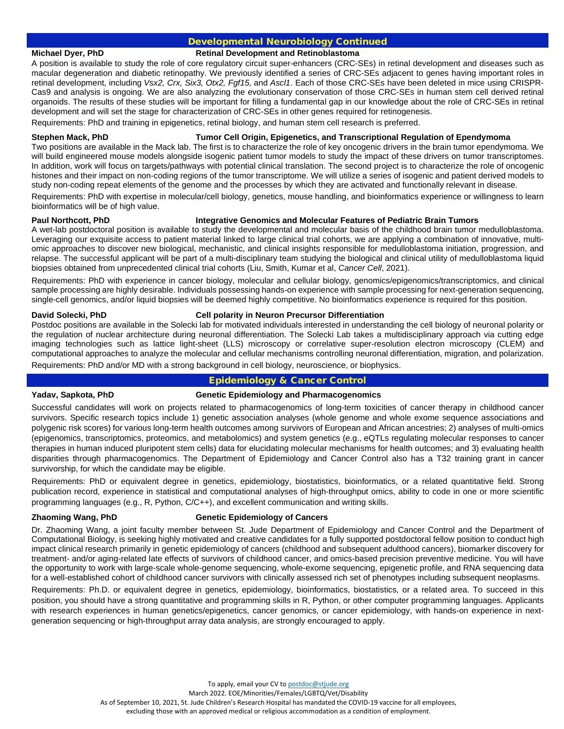## Developmental Neurobiology Continued

**Michael Dyer, PhD** **Retinal Development and Retinoblastoma**

A position is available to study the role of core regulatory circuit super-enhancers (CRC-SEs) in retinal development and diseases such as macular degeneration and diabetic retinopathy. We previously identified a series of CRC-SEs adjacent to genes having important roles in retinal development, including *Vsx2, Crx, Six3, Otx2, Fgf15,* and *Ascl1*. Each of those CRC-SEs have been deleted in mice using CRISPR-Cas9 and analysis is ongoing. We are also analyzing the evolutionary conservation of those CRC-SEs in human stem cell derived retinal organoids. The results of these studies will be important for filling a fundamental gap in our knowledge about the role of CRC-SEs in retinal development and will set the stage for characterization of CRC-SEs in other genes required for retinogenesis.

Requirements: PhD and training in epigenetics, retinal biology, and human stem cell research is preferred.

**Stephen Mack, PhD** **Tumor Cell Origin, Epigenetics, and Transcriptional Regulation of Ependymoma**

Two positions are available in the Mack lab. The first is to characterize the role of key oncogenic drivers in the brain tumor ependymoma. We will build engineered mouse models alongside isogenic patient tumor models to study the impact of these drivers on tumor transcriptomes. In addition, work will focus on targets/pathways with potential clinical translation. The second project is to characterize the role of oncogenic histones and their impact on non-coding regions of the tumor transcriptome. We will utilize a series of isogenic and patient derived models to study non-coding repeat elements of the genome and the processes by which they are activated and functionally relevant in disease.

Requirements: PhD with expertise in molecular/cell biology, genetics, mouse handling, and bioinformatics experience or willingness to learn bioinformatics will be of high value.

**Paul Northcott, PhD** **Integrative Genomics and Molecular Features of Pediatric Brain Tumors**

A wet-lab postdoctoral position is available to study the developmental and molecular basis of the childhood brain tumor medulloblastoma. Leveraging our exquisite access to patient material linked to large clinical trial cohorts, we are applying a combination of innovative, multi-omic approaches to discover new biological, mechanistic, and clinical insights responsible for medulloblastoma initiation, progression, and relapse. The successful applicant will be part of a multi-disciplinary team studying the biological and clinical utility of medulloblastoma liquid biopsies obtained from unprecedented clinical trial cohorts (Liu, Smith, Kumar et al, *Cancer Cell*, 2021).

Requirements: PhD with experience in cancer biology, molecular and cellular biology, genomics/epigenomics/transcriptomics, and clinical sample processing are highly desirable. Individuals possessing hands-on experience with sample processing for next-generation sequencing, single-cell genomics, and/or liquid biopsies will be deemed highly competitive. No bioinformatics experience is required for this position.

**David Solecki, PhD** **Cell polarity in Neuron Precursor Differentiation**

Postdoc positions are available in the Solecki lab for motivated individuals interested in understanding the cell biology of neuronal polarity or the regulation of nuclear architecture during neuronal differentiation. The Solecki Lab takes a multidisciplinary approach via cutting edge imaging technologies such as lattice light-sheet (LLS) microscopy or correlative super-resolution electron microscopy (CLEM) and computational approaches to analyze the molecular and cellular mechanisms controlling neuronal differentiation, migration, and polarization.

Requirements: PhD and/or MD with a strong background in cell biology, neuroscience, or biophysics.

## Epidemiology & Cancer Control

**Yadav, Sapkota, PhD** **Genetic Epidemiology and Pharmacogenomics**

Successful candidates will work on projects related to pharmacogenomics of long-term toxicities of cancer therapy in childhood cancer survivors. Specific research topics include 1) genetic association analyses (whole genome and whole exome sequence associations and polygenic risk scores) for various long-term health outcomes among survivors of European and African ancestries; 2) analyses of multi-omics (epigenomics, transcriptomics, proteomics, and metabolomics) and system genetics (e.g., eQTLs regulating molecular responses to cancer therapies in human induced pluripotent stem cells) data for elucidating molecular mechanisms for health outcomes; and 3) evaluating health disparities through pharmacogenomics. The Department of Epidemiology and Cancer Control also has a T32 training grant in cancer survivorship, for which the candidate may be eligible.

Requirements: PhD or equivalent degree in genetics, epidemiology, biostatistics, bioinformatics, or a related quantitative field. Strong publication record, experience in statistical and computational analyses of high-throughput omics, ability to code in one or more scientific programming languages (e.g., R, Python, C/C++), and excellent communication and writing skills.

**Zhaoming Wang, PhD** **Genetic Epidemiology of Cancers**

Dr. Zhaoming Wang, a joint faculty member between St. Jude Department of Epidemiology and Cancer Control and the Department of Computational Biology, is seeking highly motivated and creative candidates for a fully supported postdoctoral fellow position to conduct high impact clinical research primarily in genetic epidemiology of cancers (childhood and subsequent adulthood cancers), biomarker discovery for treatment- and/or aging-related late effects of survivors of childhood cancer, and omics-based precision preventive medicine. You will have the opportunity to work with large-scale whole-genome sequencing, whole-exome sequencing, epigenetic profile, and RNA sequencing data for a well-established cohort of childhood cancer survivors with clinically assessed rich set of phenotypes including subsequent neoplasms.

Requirements: Ph.D. or equivalent degree in genetics, epidemiology, bioinformatics, biostatistics, or a related area. To succeed in this position, you should have a strong quantitative and programming skills in R, Python, or other computer programming languages. Applicants with research experiences in human genetics/epigenetics, cancer genomics, or cancer epidemiology, with hands-on experience in next-generation sequencing or high-throughput array data analysis, are strongly encouraged to apply.

To apply, email your CV to postdoc@stjude.org

March 2022. EOE/Minorities/Females/LGBTQ/Vet/Disability

As of September 10, 2021, St. Jude Children's Research Hospital has mandated the COVID-19 vaccine for all employees, excluding those with an approved medical or religious accommodation as a condition of employment.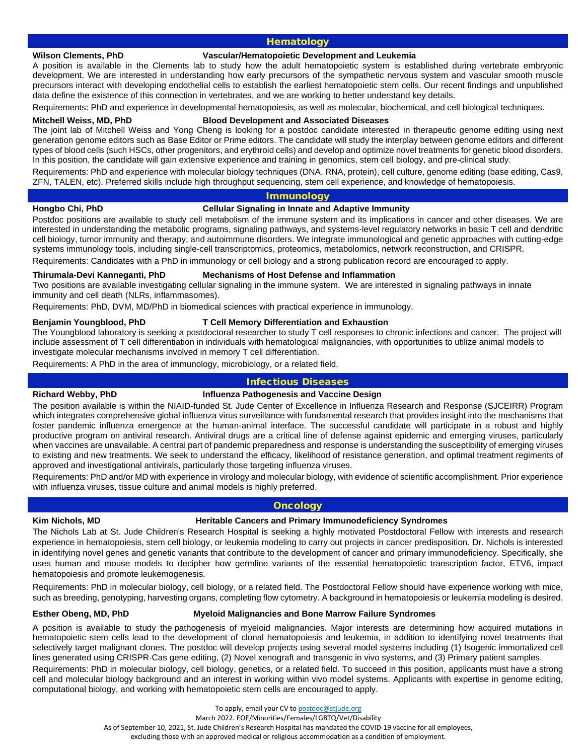## Hematology

**Wilson Clements, PhD** **Vascular/Hematopoietic Development and Leukemia**

A position is available in the Clements lab to study how the adult hematopoietic system is established during vertebrate embryonic development. We are interested in understanding how early precursors of the sympathetic nervous system and vascular smooth muscle precursors interact with developing endothelial cells to establish the earliest hematopoietic stem cells. Our recent findings and unpublished data define the existence of this connection in vertebrates, and we are working to better understand key details.

Requirements: PhD and experience in developmental hematopoiesis, as well as molecular, biochemical, and cell biological techniques.

**Mitchell Weiss, MD, PhD** **Blood Development and Associated Diseases**

The joint lab of Mitchell Weiss and Yong Cheng is looking for a postdoc candidate interested in therapeutic genome editing using next generation genome editors such as Base Editor or Prime editors. The candidate will study the interplay between genome editors and different types of blood cells (such HSCs, other progenitors, and erythroid cells) and develop and optimize novel treatments for genetic blood disorders. In this position, the candidate will gain extensive experience and training in genomics, stem cell biology, and pre-clinical study.

Requirements: PhD and experience with molecular biology techniques (DNA, RNA, protein), cell culture, genome editing (base editing, Cas9, ZFN, TALEN, etc). Preferred skills include high throughput sequencing, stem cell experience, and knowledge of hematopoiesis.

## Immunology

**Hongbo Chi, PhD** **Cellular Signaling in Innate and Adaptive Immunity**

Postdoc positions are available to study cell metabolism of the immune system and its implications in cancer and other diseases. We are interested in understanding the metabolic programs, signaling pathways, and systems-level regulatory networks in basic T cell and dendritic cell biology, tumor immunity and therapy, and autoimmune disorders. We integrate immunological and genetic approaches with cutting-edge systems immunology tools, including single-cell transcriptomics, proteomics, metabolomics, network reconstruction, and CRISPR.

Requirements: Candidates with a PhD in immunology or cell biology and a strong publication record are encouraged to apply.

**Thirumala-Devi Kanneganti, PhD** **Mechanisms of Host Defense and Inflammation**

Two positions are available investigating cellular signaling in the immune system. We are interested in signaling pathways in innate immunity and cell death (NLRs, inflammasomes).

Requirements: PhD, DVM, MD/PhD in biomedical sciences with practical experience in immunology.

**Benjamin Youngblood, PhD** **T Cell Memory Differentiation and Exhaustion**

The Youngblood laboratory is seeking a postdoctoral researcher to study T cell responses to chronic infections and cancer. The project will include assessment of T cell differentiation in individuals with hematological malignancies, with opportunities to utilize animal models to investigate molecular mechanisms involved in memory T cell differentiation.

Requirements: A PhD in the area of immunology, microbiology, or a related field.

## Infectious Diseases

**Richard Webby, PhD** **Influenza Pathogenesis and Vaccine Design**

The position available is within the NIAID-funded St. Jude Center of Excellence in Influenza Research and Response (SJCEIRR) Program which integrates comprehensive global influenza virus surveillance with fundamental research that provides insight into the mechanisms that foster pandemic influenza emergence at the human-animal interface. The successful candidate will participate in a robust and highly productive program on antiviral research. Antiviral drugs are a critical line of defense against epidemic and emerging viruses, particularly when vaccines are unavailable. A central part of pandemic preparedness and response is understanding the susceptibility of emerging viruses to existing and new treatments. We seek to understand the efficacy, likelihood of resistance generation, and optimal treatment regiments of approved and investigational antivirals, particularly those targeting influenza viruses.

Requirements: PhD and/or MD with experience in virology and molecular biology, with evidence of scientific accomplishment. Prior experience with influenza viruses, tissue culture and animal models is highly preferred.

## Oncology

**Kim Nichols, MD** **Heritable Cancers and Primary Immunodeficiency Syndromes**

The Nichols Lab at St. Jude Children's Research Hospital is seeking a highly motivated Postdoctoral Fellow with interests and research experience in hematopoiesis, stem cell biology, or leukemia modeling to carry out projects in cancer predisposition. Dr. Nichols is interested in identifying novel genes and genetic variants that contribute to the development of cancer and primary immunodeficiency. Specifically, she uses human and mouse models to decipher how germline variants of the essential hematopoietic transcription factor, ETV6, impact hematopoiesis and promote leukemogenesis.

Requirements: PhD in molecular biology, cell biology, or a related field. The Postdoctoral Fellow should have experience working with mice, such as breeding, genotyping, harvesting organs, completing flow cytometry. A background in hematopoiesis or leukemia modeling is desired.

**Esther Obeng, MD, PhD** **Myeloid Malignancies and Bone Marrow Failure Syndromes**

A position is available to study the pathogenesis of myeloid malignancies. Major interests are determining how acquired mutations in hematopoietic stem cells lead to the development of clonal hematopoiesis and leukemia, in addition to identifying novel treatments that selectively target malignant clones. The postdoc will develop projects using several model systems including (1) Isogenic immortalized cell lines generated using CRISPR-Cas gene editing, (2) Novel xenograft and transgenic in vivo systems, and (3) Primary patient samples.

Requirements: PhD in molecular biology, cell biology, genetics, or a related field. To succeed in this position, applicants must have a strong cell and molecular biology background and an interest in working within vivo model systems. Applicants with expertise in genome editing, computational biology, and working with hematopoietic stem cells are encouraged to apply.

To apply, email your CV to postdoc@stjude.org

March 2022. EOE/Minorities/Females/LGBTQ/Vet/Disability

As of September 10, 2021, St. Jude Children's Research Hospital has mandated the COVID-19 vaccine for all employees, excluding those with an approved medical or religious accommodation as a condition of employment.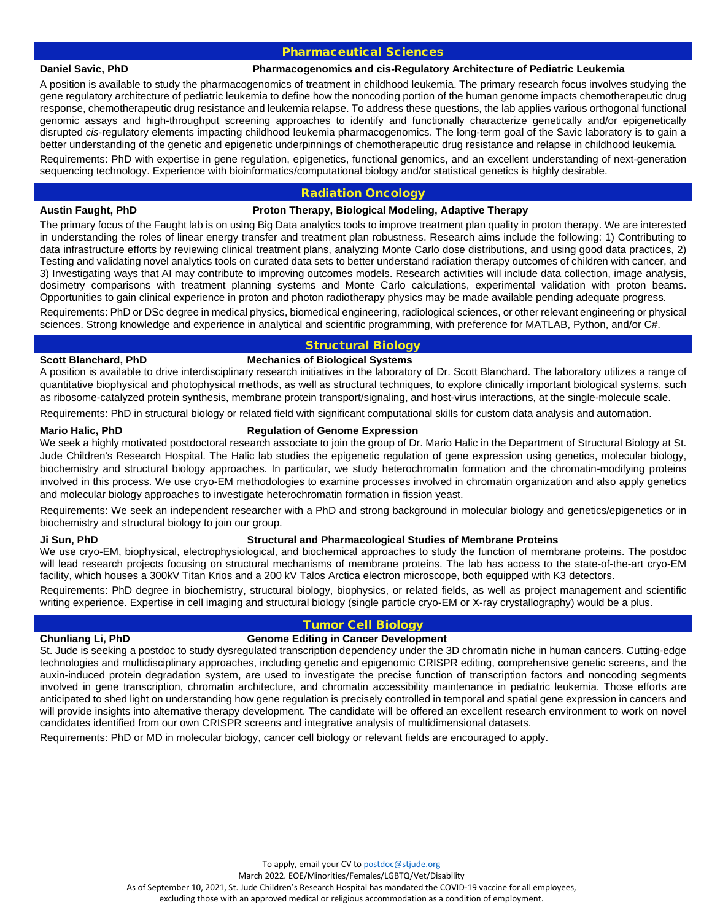## Pharmaceutical Sciences

**Daniel Savic, PhD** **Pharmacogenomics and cis-Regulatory Architecture of Pediatric Leukemia**

A position is available to study the pharmacogenomics of treatment in childhood leukemia. The primary research focus involves studying the gene regulatory architecture of pediatric leukemia to define how the noncoding portion of the human genome impacts chemotherapeutic drug response, chemotherapeutic drug resistance and leukemia relapse. To address these questions, the lab applies various orthogonal functional genomic assays and high-throughput screening approaches to identify and functionally characterize genetically and/or epigenetically disrupted *cis*-regulatory elements impacting childhood leukemia pharmacogenomics. The long-term goal of the Savic laboratory is to gain a better understanding of the genetic and epigenetic underpinnings of chemotherapeutic drug resistance and relapse in childhood leukemia.

Requirements: PhD with expertise in gene regulation, epigenetics, functional genomics, and an excellent understanding of next-generation sequencing technology. Experience with bioinformatics/computational biology and/or statistical genetics is highly desirable.

## Radiation Oncology

**Austin Faught, PhD** **Proton Therapy, Biological Modeling, Adaptive Therapy**

The primary focus of the Faught lab is on using Big Data analytics tools to improve treatment plan quality in proton therapy. We are interested in understanding the roles of linear energy transfer and treatment plan robustness. Research aims include the following: 1) Contributing to data infrastructure efforts by reviewing clinical treatment plans, analyzing Monte Carlo dose distributions, and using good data practices, 2) Testing and validating novel analytics tools on curated data sets to better understand radiation therapy outcomes of children with cancer, and 3) Investigating ways that AI may contribute to improving outcomes models. Research activities will include data collection, image analysis, dosimetry comparisons with treatment planning systems and Monte Carlo calculations, experimental validation with proton beams. Opportunities to gain clinical experience in proton and photon radiotherapy physics may be made available pending adequate progress.

Requirements: PhD or DSc degree in medical physics, biomedical engineering, radiological sciences, or other relevant engineering or physical sciences. Strong knowledge and experience in analytical and scientific programming, with preference for MATLAB, Python, and/or C#.

## Structural Biology

**Scott Blanchard, PhD** **Mechanics of Biological Systems**

A position is available to drive interdisciplinary research initiatives in the laboratory of Dr. Scott Blanchard. The laboratory utilizes a range of quantitative biophysical and photophysical methods, as well as structural techniques, to explore clinically important biological systems, such as ribosome-catalyzed protein synthesis, membrane protein transport/signaling, and host-virus interactions, at the single-molecule scale.

Requirements: PhD in structural biology or related field with significant computational skills for custom data analysis and automation.

**Mario Halic, PhD** **Regulation of Genome Expression**

We seek a highly motivated postdoctoral research associate to join the group of Dr. Mario Halic in the Department of Structural Biology at St. Jude Children's Research Hospital. The Halic lab studies the epigenetic regulation of gene expression using genetics, molecular biology, biochemistry and structural biology approaches. In particular, we study heterochromatin formation and the chromatin-modifying proteins involved in this process. We use cryo-EM methodologies to examine processes involved in chromatin organization and also apply genetics and molecular biology approaches to investigate heterochromatin formation in fission yeast.

Requirements: We seek an independent researcher with a PhD and strong background in molecular biology and genetics/epigenetics or in biochemistry and structural biology to join our group.

**Ji Sun, PhD** **Structural and Pharmacological Studies of Membrane Proteins**

We use cryo-EM, biophysical, electrophysiological, and biochemical approaches to study the function of membrane proteins. The postdoc will lead research projects focusing on structural mechanisms of membrane proteins. The lab has access to the state-of-the-art cryo-EM facility, which houses a 300kV Titan Krios and a 200 kV Talos Arctica electron microscope, both equipped with K3 detectors.

Requirements: PhD degree in biochemistry, structural biology, biophysics, or related fields, as well as project management and scientific writing experience. Expertise in cell imaging and structural biology (single particle cryo-EM or X-ray crystallography) would be a plus.

## Tumor Cell Biology

**Chunliang Li, PhD** **Genome Editing in Cancer Development**

St. Jude is seeking a postdoc to study dysregulated transcription dependency under the 3D chromatin niche in human cancers. Cutting-edge technologies and multidisciplinary approaches, including genetic and epigenomic CRISPR editing, comprehensive genetic screens, and the auxin-induced protein degradation system, are used to investigate the precise function of transcription factors and noncoding segments involved in gene transcription, chromatin architecture, and chromatin accessibility maintenance in pediatric leukemia. Those efforts are anticipated to shed light on understanding how gene regulation is precisely controlled in temporal and spatial gene expression in cancers and will provide insights into alternative therapy development. The candidate will be offered an excellent research environment to work on novel candidates identified from our own CRISPR screens and integrative analysis of multidimensional datasets.

Requirements: PhD or MD in molecular biology, cancer cell biology or relevant fields are encouraged to apply.

To apply, email your CV to postdoc@stjude.org

March 2022. EOE/Minorities/Females/LGBTQ/Vet/Disability

As of September 10, 2021, St. Jude Children's Research Hospital has mandated the COVID-19 vaccine for all employees, excluding those with an approved medical or religious accommodation as a condition of employment.